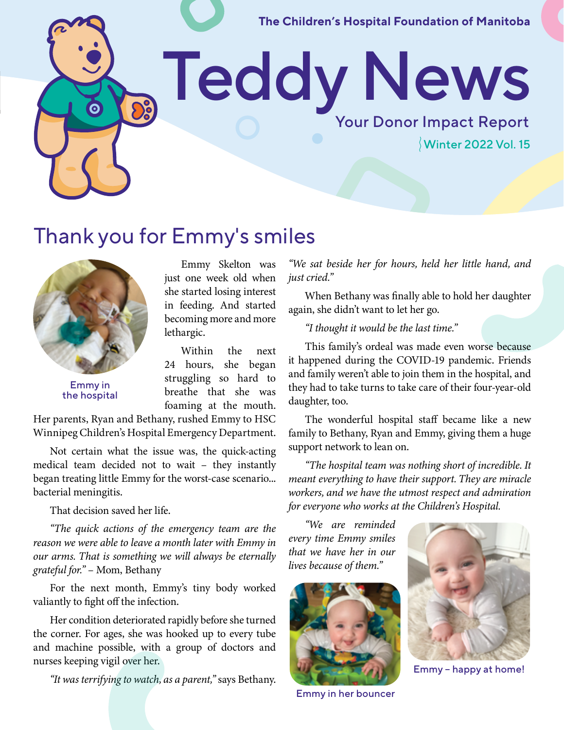The Children's Hospital Foundation of Manitoba

# Teddy News

Your Donor Impact Report

Winter 2022 Vol. 15

## Thank you for Emmy's smiles

Emmy in the hospital

Emmy Skelton was just one week old when she started losing interest in feeding. And started becoming more and more lethargic.

Within the next 24 hours, she began struggling so hard to breathe that she was foaming at the mouth. Her parents, Ryan and Bethany, rushed Emmy to HSC Winnipeg Children's Hospital Emergency Department.

Not certain what the issue was, the quick-acting medical team decided not to wait – they instantly began treating little Emmy for the worst-case scenario... bacterial meningitis.

That decision saved her life.

*"The quick actions of the emergency team are the reason we were able to leave a month later with Emmy in our arms. That is something we will always be eternally grateful for."* – Mom, Bethany

For the next month, Emmy's tiny body worked valiantly to fight off the infection.

Her condition deteriorated rapidly before she turned the corner. For ages, she was hooked up to every tube and machine possible, with a group of doctors and nurses keeping vigil over her.

*"It was terrifying to watch, as a parent,"* says Bethany. *"We sat beside her for hours, held her little hand, and just cried."*

When Bethany was finally able to hold her daughter again, she didn't want to let her go.

*"I thought it would be the last time."*

This family's ordeal was made even worse because it happened during the COVID-19 pandemic. Friends and family weren't able to join them in the hospital, and they had to take turns to take care of their four-year-old daughter, too.

The wonderful hospital staff became like a new family to Bethany, Ryan and Emmy, giving them a huge support network to lean on.

*"The hospital team was nothing short of incredible. It meant everything to have their support. They are miracle workers, and we have the utmost respect and admiration for everyone who works at the Children's Hospital.*

*"We are reminded every time Emmy smiles that we have her in our lives because of them."*

Emmy in her bouncer

Emmy – happy at home!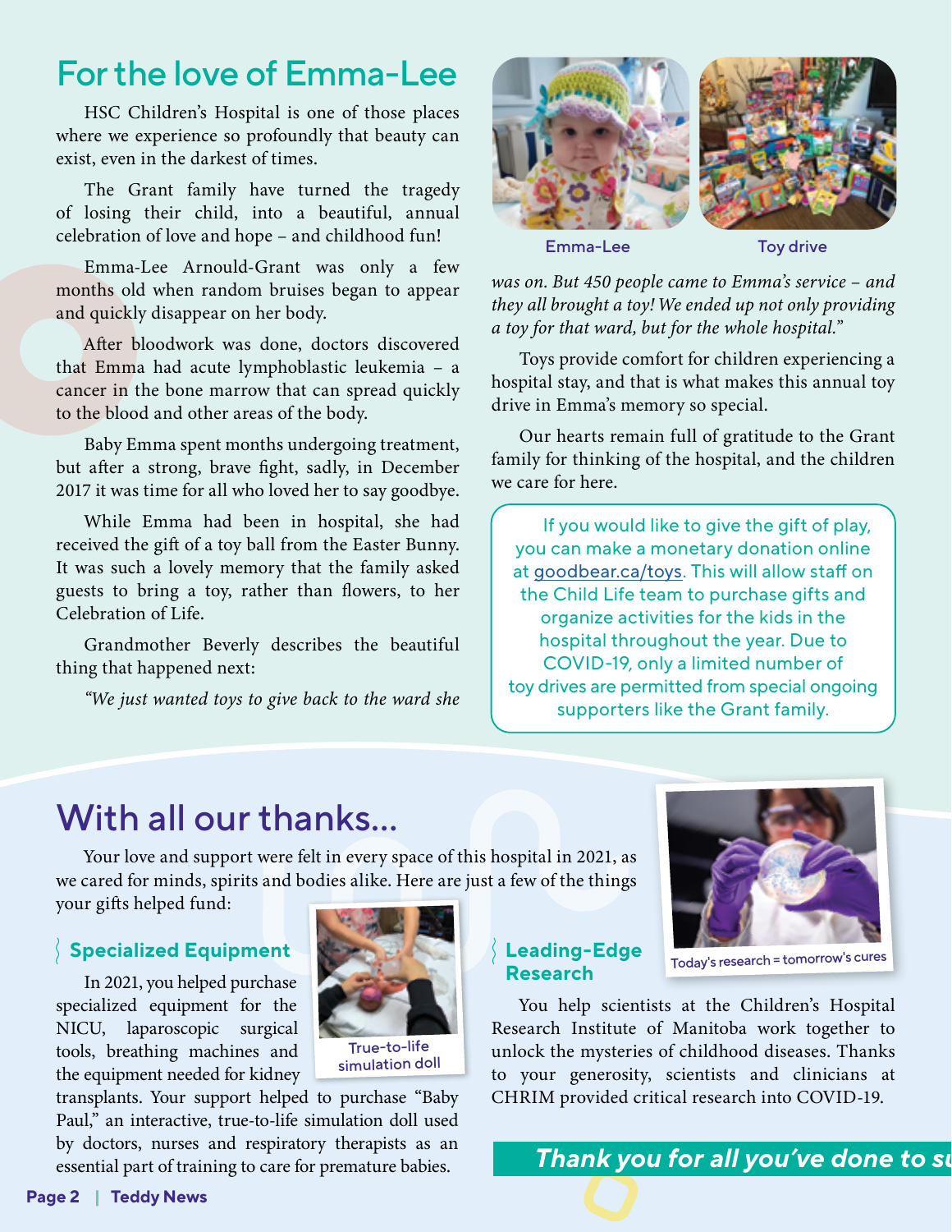# For the love of Emma-Lee

HSC Children's Hospital is one of those places where we experience so profoundly that beauty can exist, even in the darkest of times.

The Grant family have turned the tragedy of losing their child, into a beautiful, annual celebration of love and hope – and childhood fun!

Emma-Lee Arnould-Grant was only a few months old when random bruises began to appear and quickly disappear on her body.

After bloodwork was done, doctors discovered that Emma had acute lymphoblastic leukemia – a cancer in the bone marrow that can spread quickly to the blood and other areas of the body.

Baby Emma spent months undergoing treatment, but after a strong, brave fight, sadly, in December 2017 it was time for all who loved her to say goodbye.

While Emma had been in hospital, she had received the gift of a toy ball from the Easter Bunny. It was such a lovely memory that the family asked guests to bring a toy, rather than flowers, to her Celebration of Life.

Grandmother Beverly describes the beautiful thing that happened next:

*"We just wanted toys to give back to the ward she was on. But 450 people came to Emma's service – and they all brought a toy! We ended up not only providing a toy for that ward, but for the whole hospital."*

Emma-Lee

Toy drive

Toys provide comfort for children experiencing a hospital stay, and that is what makes this annual toy drive in Emma's memory so special.

Our hearts remain full of gratitude to the Grant family for thinking of the hospital, and the children we care for here.

> If you would like to give the gift of play, you can make a monetary donation online at goodbear.ca/toys. This will allow staff on the Child Life team to purchase gifts and organize activities for the kids in the hospital throughout the year. Due to COVID-19, only a limited number of toy drives are permitted from special ongoing supporters like the Grant family.

# With all our thanks...

Your love and support were felt in every space of this hospital in 2021, as we cared for minds, spirits and bodies alike. Here are just a few of the things your gifts helped fund:

## Specialized Equipment

In 2021, you helped purchase specialized equipment for the NICU, laparoscopic surgical tools, breathing machines and the equipment needed for kidney transplants. Your support helped to purchase "Baby Paul," an interactive, true-to-life simulation doll used by doctors, nurses and respiratory therapists as an essential part of training to care for premature babies.

True-to-life simulation doll

## Leading-Edge Research

You help scientists at the Children's Hospital Research Institute of Manitoba work together to unlock the mysteries of childhood diseases. Thanks to your generosity, scientists and clinicians at CHRIM provided critical research into COVID-19.

Today's research = tomorrow's cures

***Thank you for all you've done to su***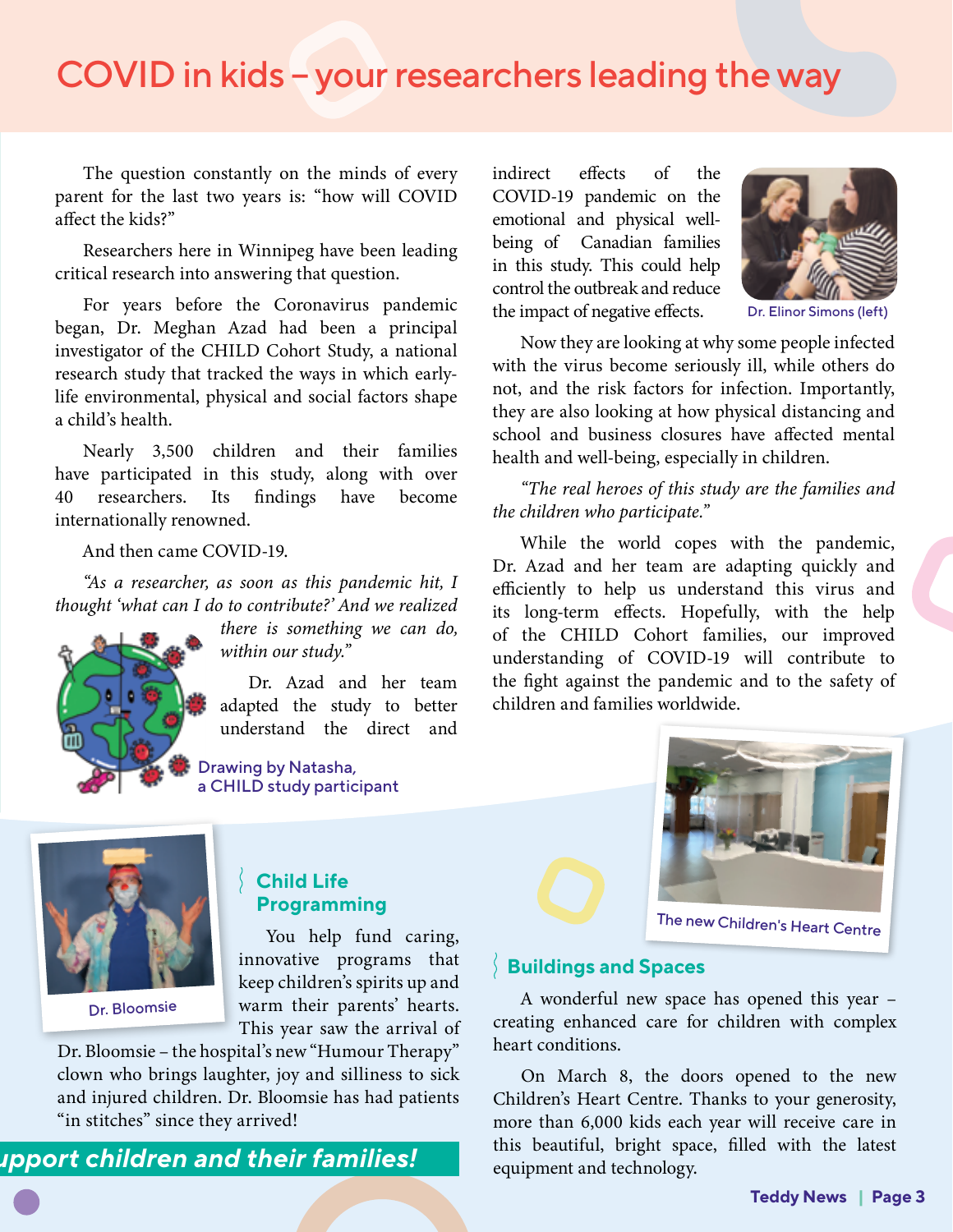# COVID in kids – your researchers leading the way

The question constantly on the minds of every parent for the last two years is: "how will COVID affect the kids?"

Researchers here in Winnipeg have been leading critical research into answering that question.

For years before the Coronavirus pandemic began, Dr. Meghan Azad had been a principal investigator of the CHILD Cohort Study, a national research study that tracked the ways in which early-life environmental, physical and social factors shape a child's health.

Nearly 3,500 children and their families have participated in this study, along with over 40 researchers. Its findings have become internationally renowned.

And then came COVID-19.

*"As a researcher, as soon as this pandemic hit, I thought 'what can I do to contribute?' And we realized there is something we can do, within our study."*

Dr. Azad and her team adapted the study to better understand the direct and indirect effects of the COVID-19 pandemic on the emotional and physical well-being of Canadian families in this study. This could help control the outbreak and reduce the impact of negative effects.

Drawing by Natasha, a CHILD study participant

Dr. Elinor Simons (left)

Now they are looking at why some people infected with the virus become seriously ill, while others do not, and the risk factors for infection. Importantly, they are also looking at how physical distancing and school and business closures have affected mental health and well-being, especially in children.

*"The real heroes of this study are the families and the children who participate."*

While the world copes with the pandemic, Dr. Azad and her team are adapting quickly and efficiently to help us understand this virus and its long-term effects. Hopefully, with the help of the CHILD Cohort families, our improved understanding of COVID-19 will contribute to the fight against the pandemic and to the safety of children and families worldwide.

## Child Life Programming

Dr. Bloomsie

You help fund caring, innovative programs that keep children's spirits up and warm their parents' hearts. This year saw the arrival of Dr. Bloomsie – the hospital's new "Humour Therapy" clown who brings laughter, joy and silliness to sick and injured children. Dr. Bloomsie has had patients "in stitches" since they arrived!

***upport children and their families!***

## Buildings and Spaces

The new Children's Heart Centre

A wonderful new space has opened this year – creating enhanced care for children with complex heart conditions.

On March 8, the doors opened to the new Children's Heart Centre. Thanks to your generosity, more than 6,000 kids each year will receive care in this beautiful, bright space, filled with the latest equipment and technology.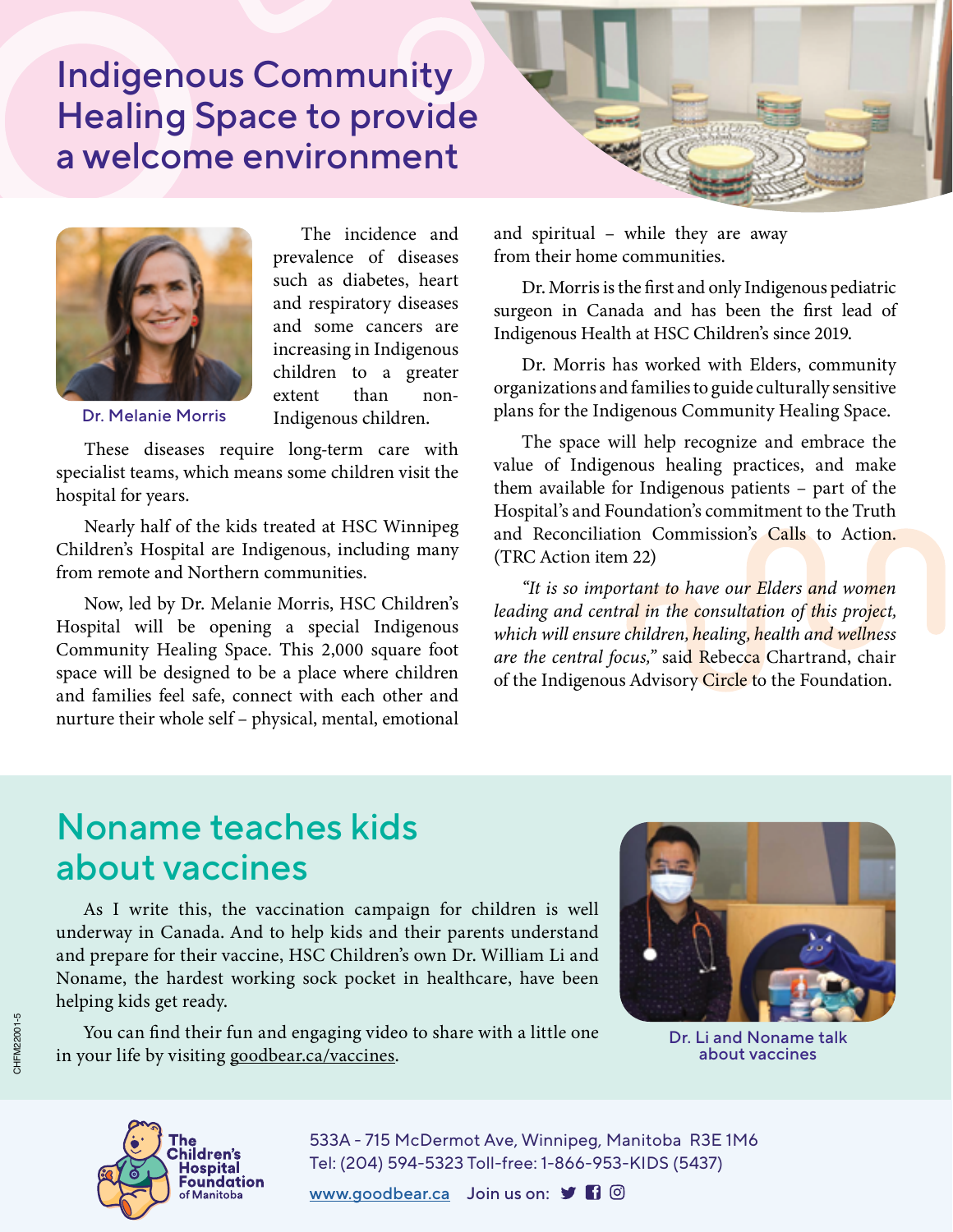# Indigenous Community Healing Space to provide a welcome environment

Dr. Melanie Morris

The incidence and prevalence of diseases such as diabetes, heart and respiratory diseases and some cancers are increasing in Indigenous children to a greater extent than non-Indigenous children.

These diseases require long-term care with specialist teams, which means some children visit the hospital for years.

Nearly half of the kids treated at HSC Winnipeg Children's Hospital are Indigenous, including many from remote and Northern communities.

Now, led by Dr. Melanie Morris, HSC Children's Hospital will be opening a special Indigenous Community Healing Space. This 2,000 square foot space will be designed to be a place where children and families feel safe, connect with each other and nurture their whole self – physical, mental, emotional and spiritual – while they are away from their home communities.

Dr. Morris is the first and only Indigenous pediatric surgeon in Canada and has been the first lead of Indigenous Health at HSC Children's since 2019.

Dr. Morris has worked with Elders, community organizations and families to guide culturally sensitive plans for the Indigenous Community Healing Space.

The space will help recognize and embrace the value of Indigenous healing practices, and make them available for Indigenous patients – part of the Hospital's and Foundation's commitment to the Truth and Reconciliation Commission's Calls to Action. (TRC Action item 22)

*"It is so important to have our Elders and women leading and central in the consultation of this project, which will ensure children, healing, health and wellness are the central focus,"* said Rebecca Chartrand, chair of the Indigenous Advisory Circle to the Foundation.

# Noname teaches kids about vaccines

As I write this, the vaccination campaign for children is well underway in Canada. And to help kids and their parents understand and prepare for their vaccine, HSC Children's own Dr. William Li and Noname, the hardest working sock pocket in healthcare, have been helping kids get ready.

You can find their fun and engaging video to share with a little one in your life by visiting goodbear.ca/vaccines.

Dr. Li and Noname talk about vaccines

CHFM22001-5

The Children's Hospital Foundation of Manitoba

533A - 715 McDermot Ave, Winnipeg, Manitoba R3E 1M6
Tel: (204) 594-5323 Toll-free: 1-866-953-KIDS (5437)

www.goodbear.ca Join us on: